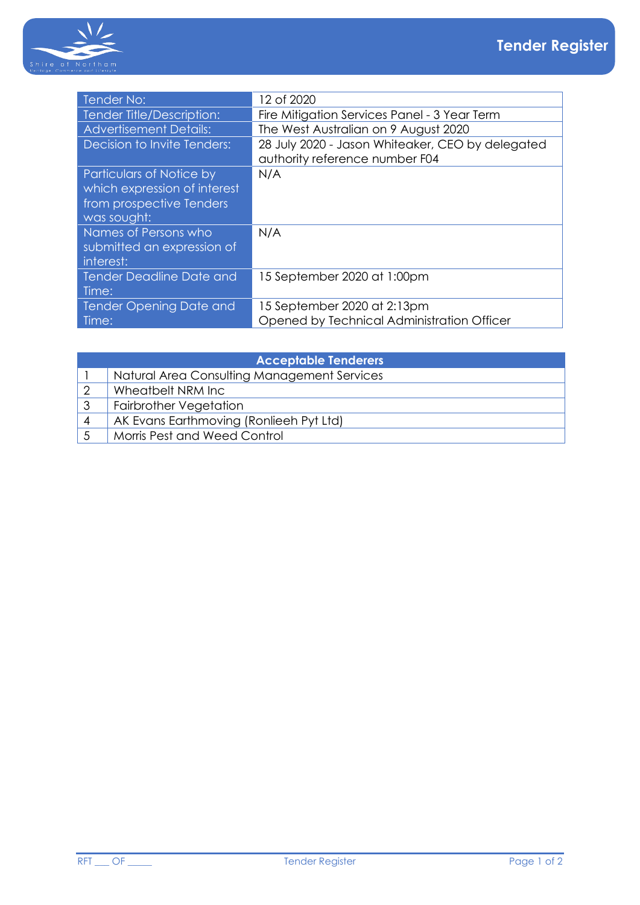# Tender Register

| Tender No: | 12 of 2020 |
| --- | --- |
| Tender Title/Description: | Fire Mitigation Services Panel - 3 Year Term |
| Advertisement Details: | The West Australian on 9 August 2020 |
| Decision to Invite Tenders: | 28 July 2020 - Jason Whiteaker, CEO by delegated authority reference number F04 |
| Particulars of Notice by which expression of interest from prospective Tenders was sought: | N/A |
| Names of Persons who submitted an expression of interest: | N/A |
| Tender Deadline Date and Time: | 15 September 2020 at 1:00pm |
| Tender Opening Date and Time: | 15 September 2020 at 2:13pm<br>Opened by Technical Administration Officer |

| Acceptable Tenderers | |
| --- | --- |
| 1 | Natural Area Consulting Management Services |
| 2 | Wheatbelt NRM Inc |
| 3 | Fairbrother Vegetation |
| 4 | AK Evans Earthmoving (Ronlieeh Pyt Ltd) |
| 5 | Morris Pest and Weed Control |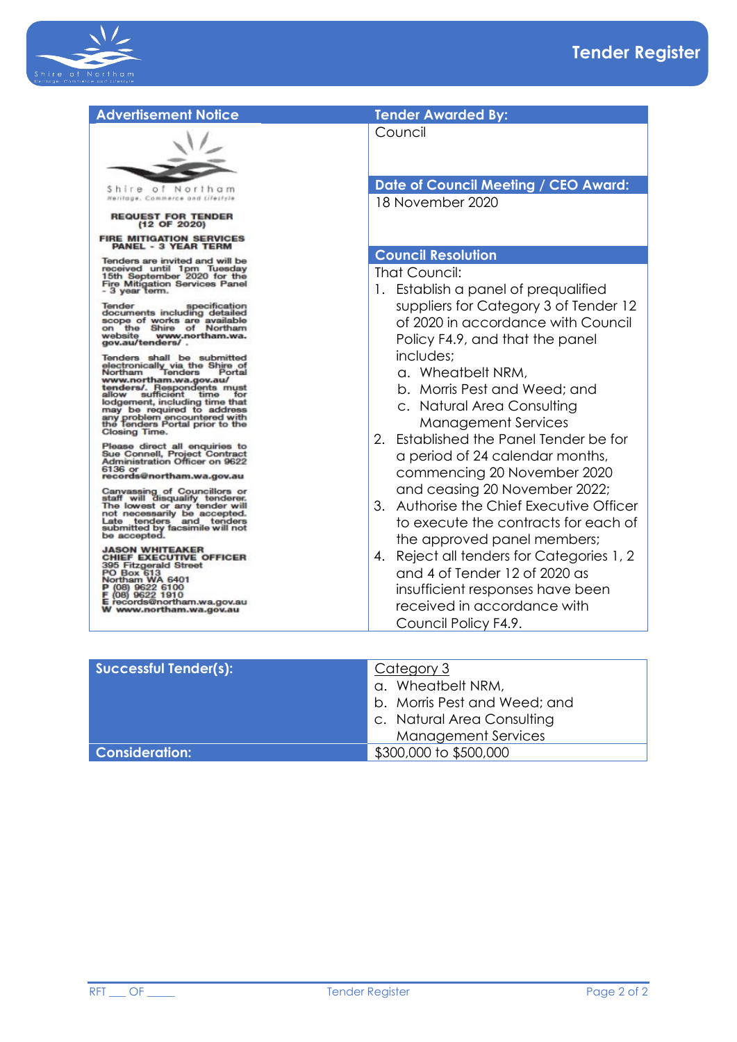# Tender Register

| Advertisement Notice | Tender Awarded By: |
|---|---|
| Shire of Northam<br>Heritage, Commerce and Lifestyle<br><br>**REQUEST FOR TENDER (12 OF 2020)**<br><br>**FIRE MITIGATION SERVICES PANEL - 3 YEAR TERM**<br><br>Tenders are invited and will be received until 1pm Tuesday 15th September 2020 for the Fire Mitigation Services Panel - 3 year Term.<br><br>Tender specification documents including detailed scope of works are available on the Shire of Northam website www.northam.wa.gov.au/tenders/ .<br><br>Tenders shall be submitted electronically via the Shire of Northam Tenders Portal www.northam.wa.gov.au/tenders/. Respondents must allow sufficient time for lodgement, including time that may be required to address any problem encountered with the Tenders Portal prior to the Closing Time.<br><br>Please direct all enquiries to Sue Connell, Project Contract Administration Officer on 9622 6136 or records@northam.wa.gov.au<br><br>Canvassing of Councillors or staff will disqualify tenderer. The lowest or any tender will not necessarily be accepted. Late tenders and tenders submitted by facsimile will not be accepted.<br><br>JASON WHITEAKER<br>CHIEF EXECUTIVE OFFICER<br>395 Fitzgerald Street<br>PO Box 613<br>Northam WA 6401<br>P (08) 9622 6100<br>F (08) 9622 1910<br>E records@northam.wa.gov.au<br>W www.northam.wa.gov.au | Council<br><br>**Date of Council Meeting / CEO Award:**<br><br>18 November 2020<br><br>**Council Resolution**<br><br>That Council:<br>1. Establish a panel of prequalified suppliers for Category 3 of Tender 12 of 2020 in accordance with Council Policy F4.9, and that the panel includes;<br>a. Wheatbelt NRM,<br>b. Morris Pest and Weed; and<br>c. Natural Area Consulting Management Services<br>2. Established the Panel Tender be for a period of 24 calendar months, commencing 20 November 2020 and ceasing 20 November 2022;<br>3. Authorise the Chief Executive Officer to execute the contracts for each of the approved panel members;<br>4. Reject all tenders for Categories 1, 2 and 4 of Tender 12 of 2020 as insufficient responses have been received in accordance with Council Policy F4.9. |

| | |
|---|---|
| **Successful Tender(s):** | Category 3<br>a. Wheatbelt NRM,<br>b. Morris Pest and Weed; and<br>c. Natural Area Consulting Management Services |
| **Consideration:** | $300,000 to $500,000 |